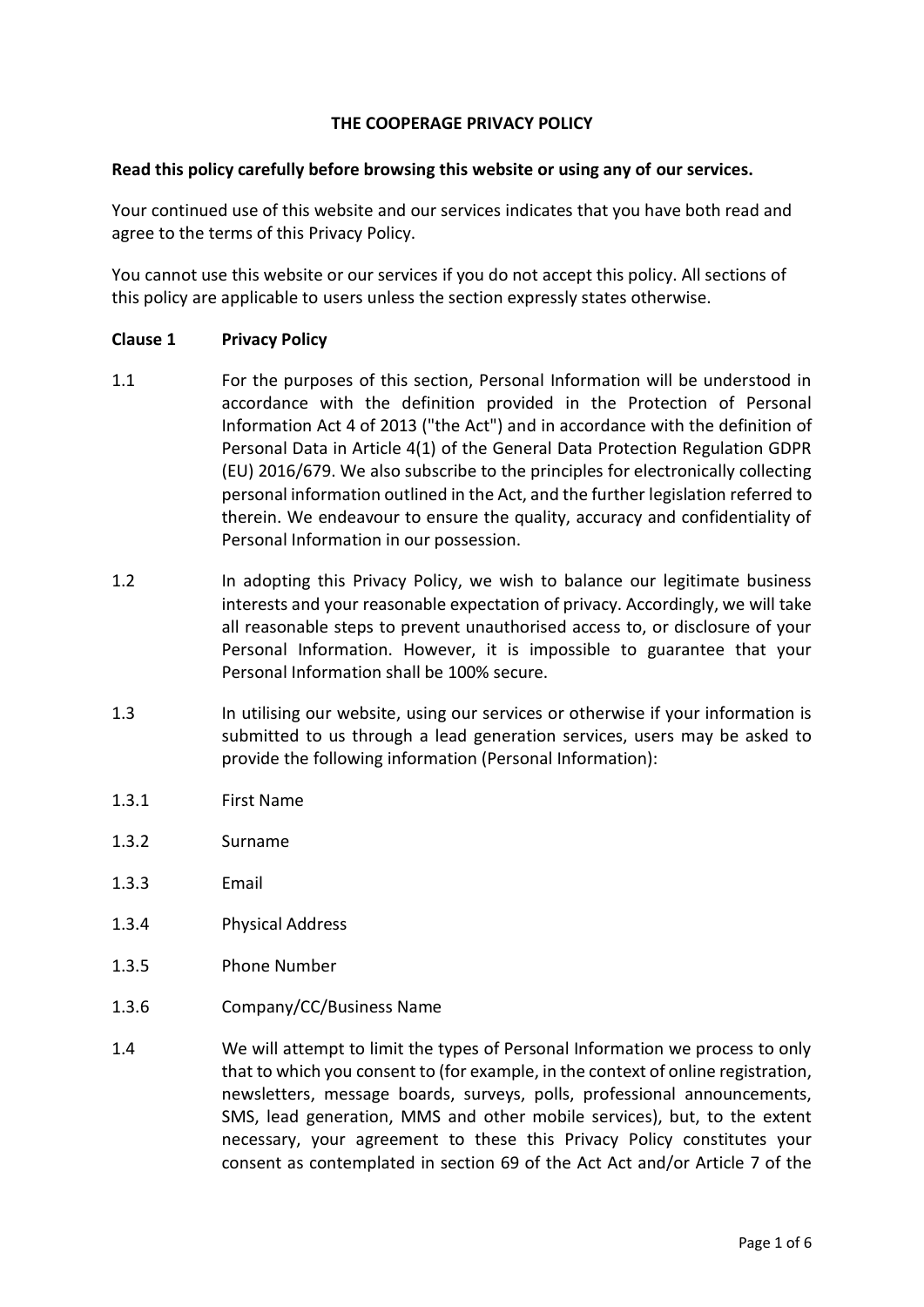# THE COOPERAGE PRIVACY POLICY

**Read this policy carefully before browsing this website or using any of our services.**

Your continued use of this website and our services indicates that you have both read and agree to the terms of this Privacy Policy.

You cannot use this website or our services if you do not accept this policy. All sections of this policy are applicable to users unless the section expressly states otherwise.

## Clause 1 Privacy Policy

1.1 For the purposes of this section, Personal Information will be understood in accordance with the definition provided in the Protection of Personal Information Act 4 of 2013 ("the Act") and in accordance with the definition of Personal Data in Article 4(1) of the General Data Protection Regulation GDPR (EU) 2016/679. We also subscribe to the principles for electronically collecting personal information outlined in the Act, and the further legislation referred to therein. We endeavour to ensure the quality, accuracy and confidentiality of Personal Information in our possession.

1.2 In adopting this Privacy Policy, we wish to balance our legitimate business interests and your reasonable expectation of privacy. Accordingly, we will take all reasonable steps to prevent unauthorised access to, or disclosure of your Personal Information. However, it is impossible to guarantee that your Personal Information shall be 100% secure.

1.3 In utilising our website, using our services or otherwise if your information is submitted to us through a lead generation services, users may be asked to provide the following information (Personal Information):

1.3.1 First Name

1.3.2 Surname

1.3.3 Email

1.3.4 Physical Address

1.3.5 Phone Number

1.3.6 Company/CC/Business Name

1.4 We will attempt to limit the types of Personal Information we process to only that to which you consent to (for example, in the context of online registration, newsletters, message boards, surveys, polls, professional announcements, SMS, lead generation, MMS and other mobile services), but, to the extent necessary, your agreement to these this Privacy Policy constitutes your consent as contemplated in section 69 of the Act Act and/or Article 7 of the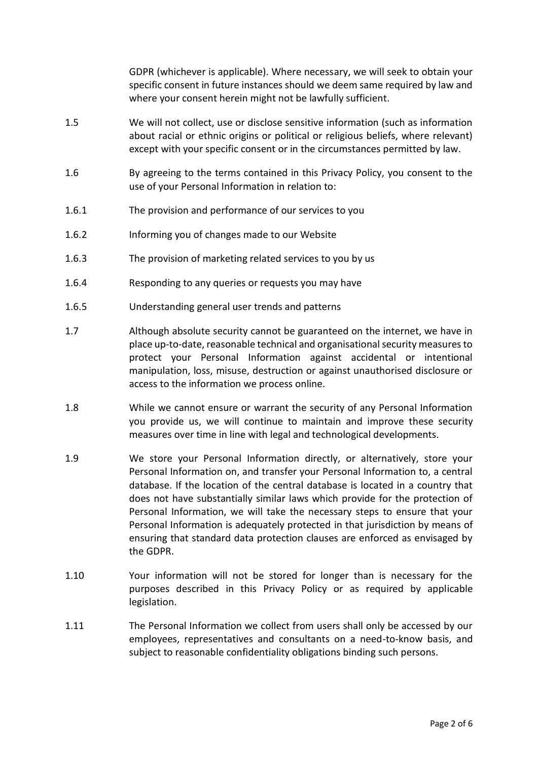GDPR (whichever is applicable). Where necessary, we will seek to obtain your specific consent in future instances should we deem same required by law and where your consent herein might not be lawfully sufficient.

1.5 We will not collect, use or disclose sensitive information (such as information about racial or ethnic origins or political or religious beliefs, where relevant) except with your specific consent or in the circumstances permitted by law.

1.6 By agreeing to the terms contained in this Privacy Policy, you consent to the use of your Personal Information in relation to:

1.6.1 The provision and performance of our services to you

1.6.2 Informing you of changes made to our Website

1.6.3 The provision of marketing related services to you by us

1.6.4 Responding to any queries or requests you may have

1.6.5 Understanding general user trends and patterns

1.7 Although absolute security cannot be guaranteed on the internet, we have in place up-to-date, reasonable technical and organisational security measures to protect your Personal Information against accidental or intentional manipulation, loss, misuse, destruction or against unauthorised disclosure or access to the information we process online.

1.8 While we cannot ensure or warrant the security of any Personal Information you provide us, we will continue to maintain and improve these security measures over time in line with legal and technological developments.

1.9 We store your Personal Information directly, or alternatively, store your Personal Information on, and transfer your Personal Information to, a central database. If the location of the central database is located in a country that does not have substantially similar laws which provide for the protection of Personal Information, we will take the necessary steps to ensure that your Personal Information is adequately protected in that jurisdiction by means of ensuring that standard data protection clauses are enforced as envisaged by the GDPR.

1.10 Your information will not be stored for longer than is necessary for the purposes described in this Privacy Policy or as required by applicable legislation.

1.11 The Personal Information we collect from users shall only be accessed by our employees, representatives and consultants on a need-to-know basis, and subject to reasonable confidentiality obligations binding such persons.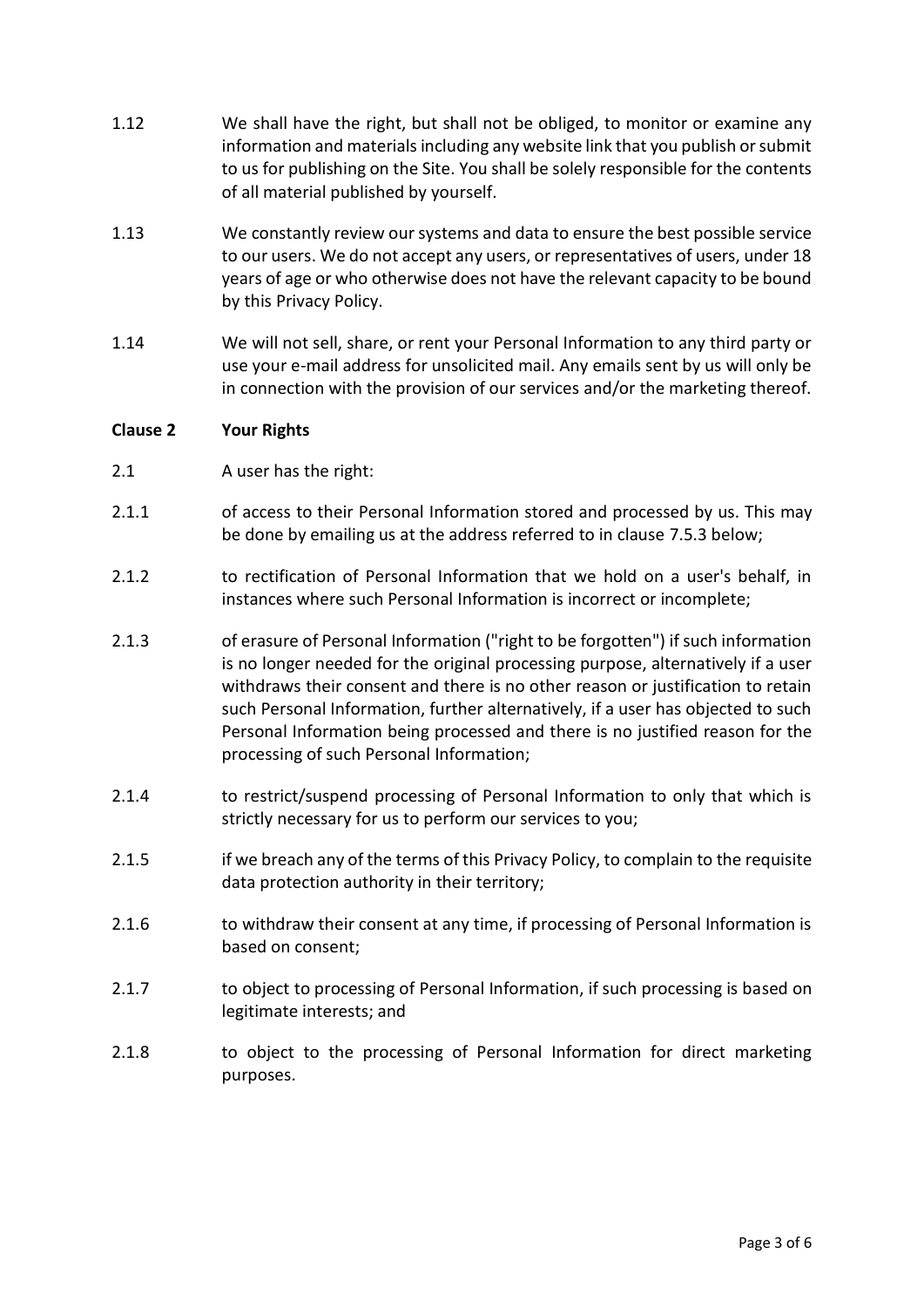1.12 We shall have the right, but shall not be obliged, to monitor or examine any information and materials including any website link that you publish or submit to us for publishing on the Site. You shall be solely responsible for the contents of all material published by yourself.

1.13 We constantly review our systems and data to ensure the best possible service to our users. We do not accept any users, or representatives of users, under 18 years of age or who otherwise does not have the relevant capacity to be bound by this Privacy Policy.

1.14 We will not sell, share, or rent your Personal Information to any third party or use your e-mail address for unsolicited mail. Any emails sent by us will only be in connection with the provision of our services and/or the marketing thereof.

**Clause 2 Your Rights**

2.1 A user has the right:

2.1.1 of access to their Personal Information stored and processed by us. This may be done by emailing us at the address referred to in clause 7.5.3 below;

2.1.2 to rectification of Personal Information that we hold on a user's behalf, in instances where such Personal Information is incorrect or incomplete;

2.1.3 of erasure of Personal Information ("right to be forgotten") if such information is no longer needed for the original processing purpose, alternatively if a user withdraws their consent and there is no other reason or justification to retain such Personal Information, further alternatively, if a user has objected to such Personal Information being processed and there is no justified reason for the processing of such Personal Information;

2.1.4 to restrict/suspend processing of Personal Information to only that which is strictly necessary for us to perform our services to you;

2.1.5 if we breach any of the terms of this Privacy Policy, to complain to the requisite data protection authority in their territory;

2.1.6 to withdraw their consent at any time, if processing of Personal Information is based on consent;

2.1.7 to object to processing of Personal Information, if such processing is based on legitimate interests; and

2.1.8 to object to the processing of Personal Information for direct marketing purposes.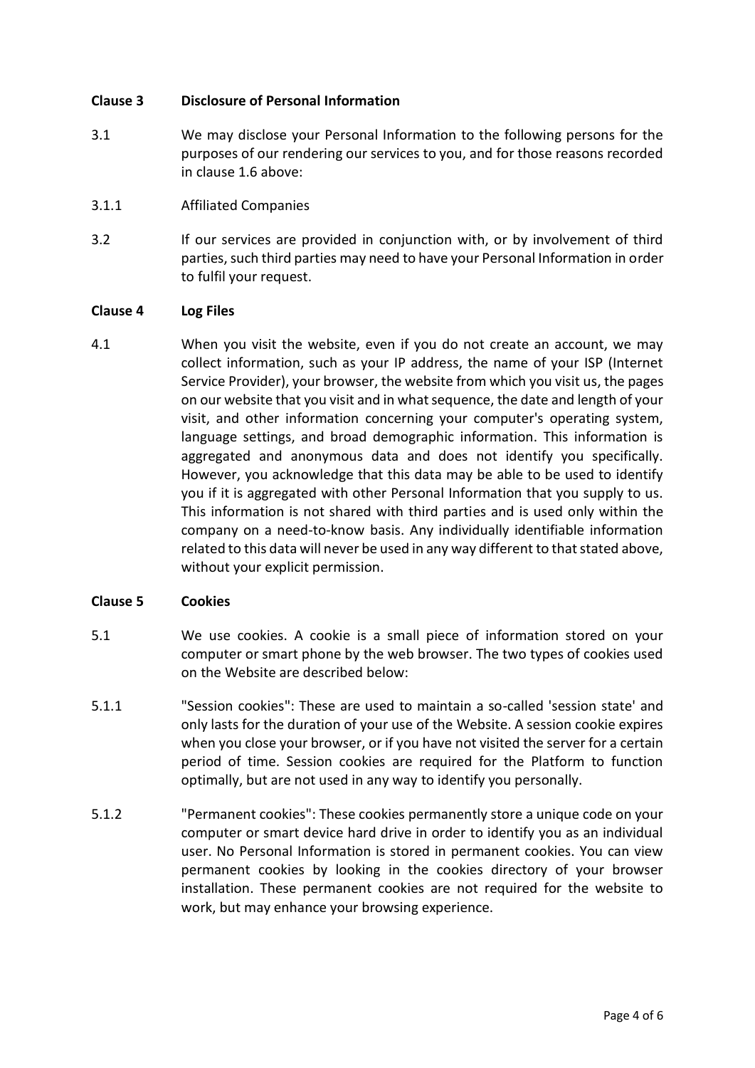## Clause 3 Disclosure of Personal Information

3.1 We may disclose your Personal Information to the following persons for the purposes of our rendering our services to you, and for those reasons recorded in clause 1.6 above:

3.1.1 Affiliated Companies

3.2 If our services are provided in conjunction with, or by involvement of third parties, such third parties may need to have your Personal Information in order to fulfil your request.

## Clause 4 Log Files

4.1 When you visit the website, even if you do not create an account, we may collect information, such as your IP address, the name of your ISP (Internet Service Provider), your browser, the website from which you visit us, the pages on our website that you visit and in what sequence, the date and length of your visit, and other information concerning your computer's operating system, language settings, and broad demographic information. This information is aggregated and anonymous data and does not identify you specifically. However, you acknowledge that this data may be able to be used to identify you if it is aggregated with other Personal Information that you supply to us. This information is not shared with third parties and is used only within the company on a need-to-know basis. Any individually identifiable information related to this data will never be used in any way different to that stated above, without your explicit permission.

## Clause 5 Cookies

5.1 We use cookies. A cookie is a small piece of information stored on your computer or smart phone by the web browser. The two types of cookies used on the Website are described below:

5.1.1 "Session cookies": These are used to maintain a so-called 'session state' and only lasts for the duration of your use of the Website. A session cookie expires when you close your browser, or if you have not visited the server for a certain period of time. Session cookies are required for the Platform to function optimally, but are not used in any way to identify you personally.

5.1.2 "Permanent cookies": These cookies permanently store a unique code on your computer or smart device hard drive in order to identify you as an individual user. No Personal Information is stored in permanent cookies. You can view permanent cookies by looking in the cookies directory of your browser installation. These permanent cookies are not required for the website to work, but may enhance your browsing experience.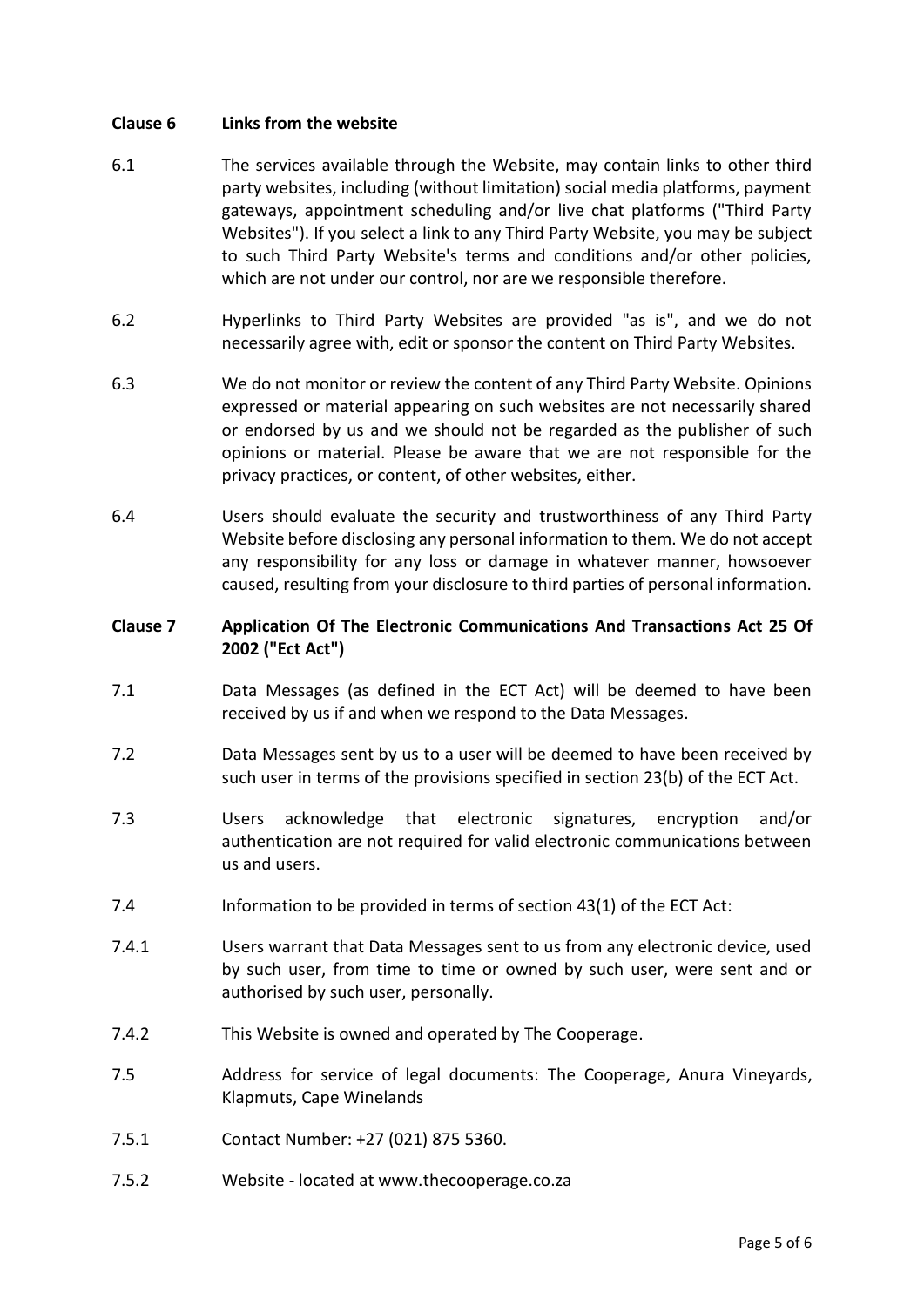## Clause 6 Links from the website

6.1 The services available through the Website, may contain links to other third party websites, including (without limitation) social media platforms, payment gateways, appointment scheduling and/or live chat platforms ("Third Party Websites"). If you select a link to any Third Party Website, you may be subject to such Third Party Website's terms and conditions and/or other policies, which are not under our control, nor are we responsible therefore.

6.2 Hyperlinks to Third Party Websites are provided "as is", and we do not necessarily agree with, edit or sponsor the content on Third Party Websites.

6.3 We do not monitor or review the content of any Third Party Website. Opinions expressed or material appearing on such websites are not necessarily shared or endorsed by us and we should not be regarded as the publisher of such opinions or material. Please be aware that we are not responsible for the privacy practices, or content, of other websites, either.

6.4 Users should evaluate the security and trustworthiness of any Third Party Website before disclosing any personal information to them. We do not accept any responsibility for any loss or damage in whatever manner, howsoever caused, resulting from your disclosure to third parties of personal information.

## Clause 7 Application Of The Electronic Communications And Transactions Act 25 Of 2002 ("Ect Act")

7.1 Data Messages (as defined in the ECT Act) will be deemed to have been received by us if and when we respond to the Data Messages.

7.2 Data Messages sent by us to a user will be deemed to have been received by such user in terms of the provisions specified in section 23(b) of the ECT Act.

7.3 Users acknowledge that electronic signatures, encryption and/or authentication are not required for valid electronic communications between us and users.

7.4 Information to be provided in terms of section 43(1) of the ECT Act:

7.4.1 Users warrant that Data Messages sent to us from any electronic device, used by such user, from time to time or owned by such user, were sent and or authorised by such user, personally.

7.4.2 This Website is owned and operated by The Cooperage.

7.5 Address for service of legal documents: The Cooperage, Anura Vineyards, Klapmuts, Cape Winelands

7.5.1 Contact Number: +27 (021) 875 5360.

7.5.2 Website - located at www.thecooperage.co.za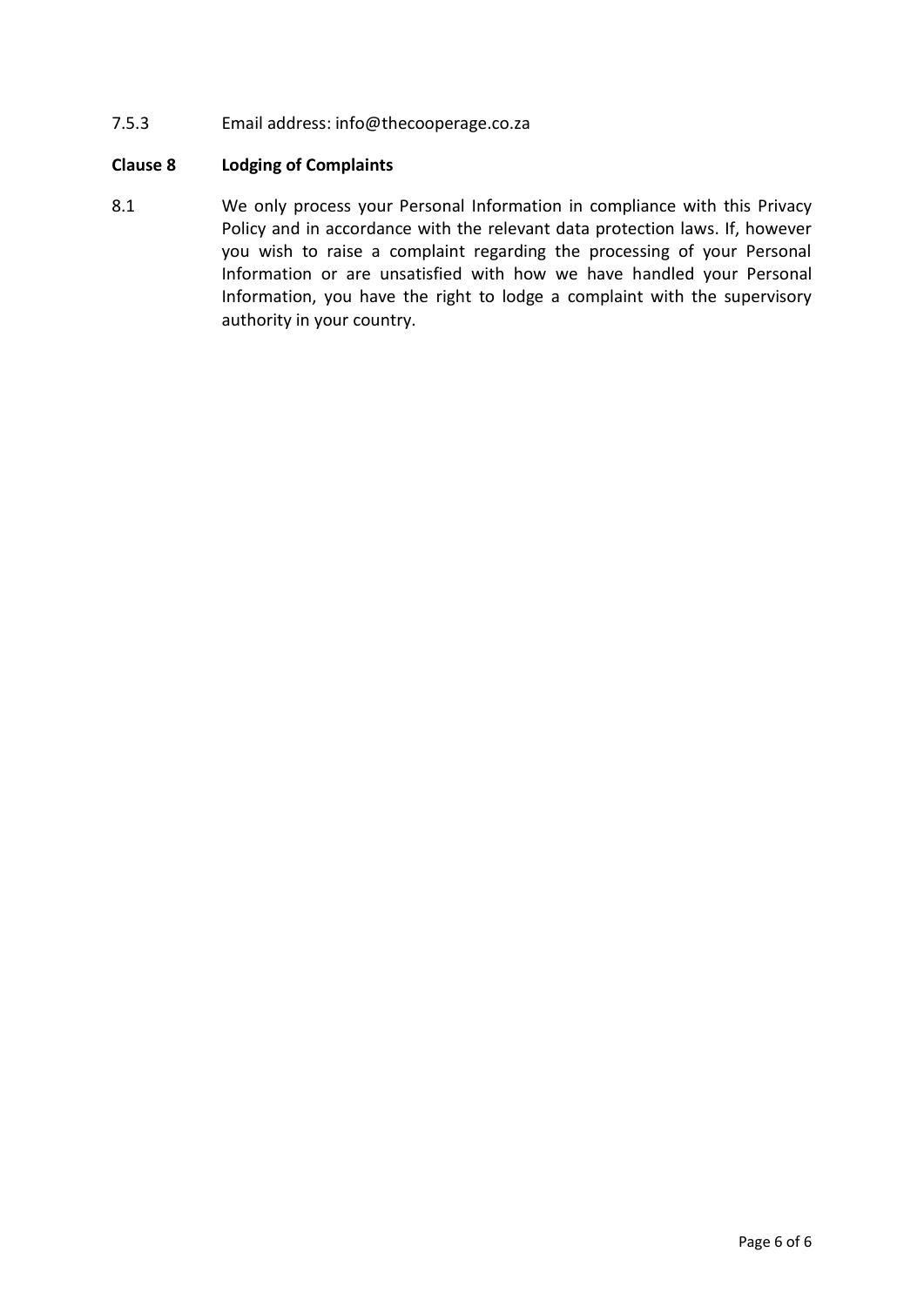7.5.3 Email address: info@thecooperage.co.za

## Clause 8 Lodging of Complaints

8.1 We only process your Personal Information in compliance with this Privacy Policy and in accordance with the relevant data protection laws. If, however you wish to raise a complaint regarding the processing of your Personal Information or are unsatisfied with how we have handled your Personal Information, you have the right to lodge a complaint with the supervisory authority in your country.